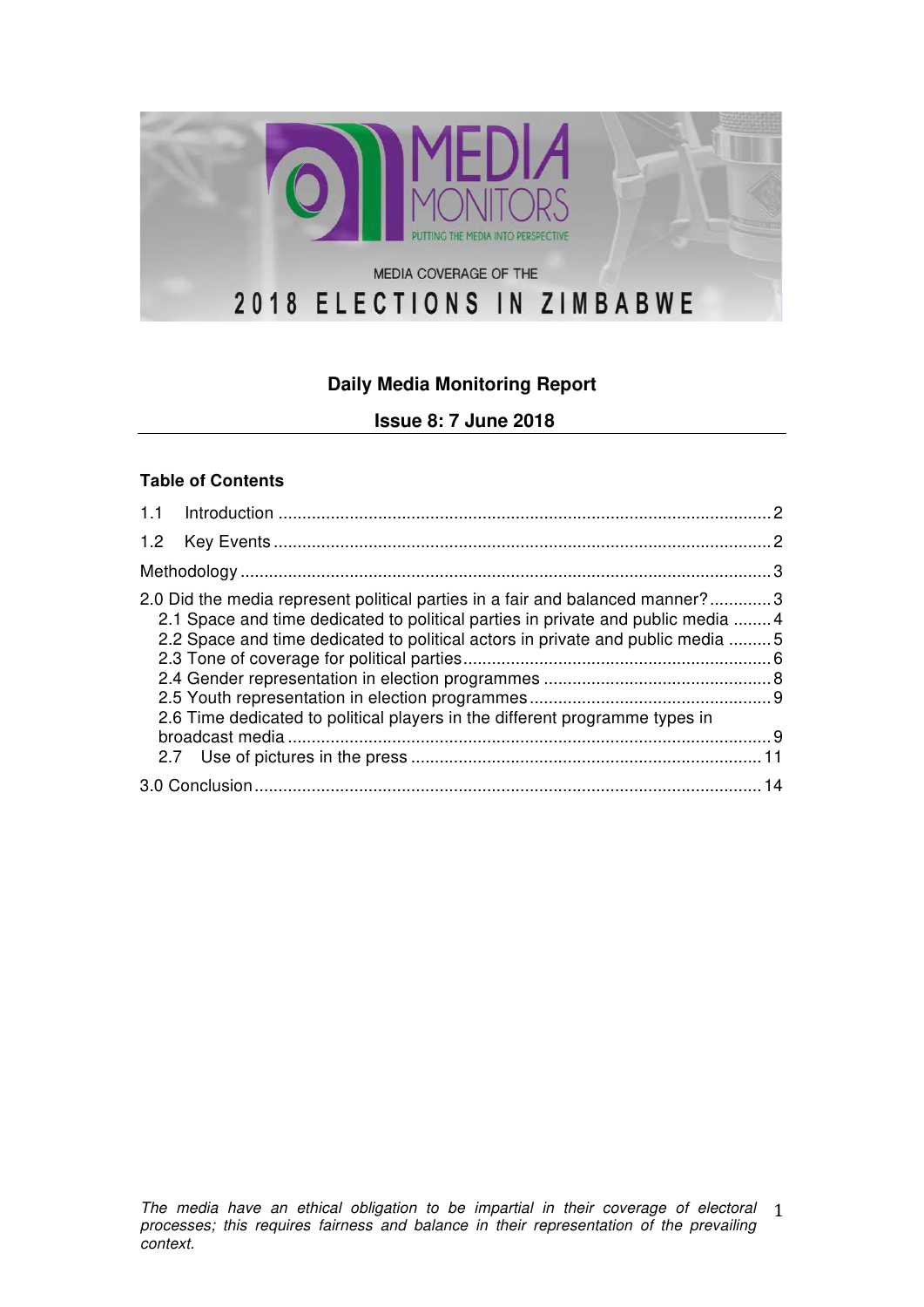MEDIA MONITORS

PUTTING THE MEDIA INTO PERSPECTIVE

MEDIA COVERAGE OF THE

# 2018 ELECTIONS IN ZIMBABWE

**Daily Media Monitoring Report**

**Issue 8: 7 June 2018**

**Table of Contents**

1.1 Introduction ........ 2

1.2 Key Events ........ 2

Methodology ........ 3

2.0 Did the media represent political parties in a fair and balanced manner? ........ 3

- 2.1 Space and time dedicated to political parties in private and public media ........ 4
- 2.2 Space and time dedicated to political actors in private and public media ........ 5
- 2.3 Tone of coverage for political parties ........ 6
- 2.4 Gender representation in election programmes ........ 8
- 2.5 Youth representation in election programmes ........ 9
- 2.6 Time dedicated to political players in the different programme types in broadcast media ........ 9
- 2.7 Use of pictures in the press ........ 11

3.0 Conclusion ........ 14

*The media have an ethical obligation to be impartial in their coverage of electoral processes; this requires fairness and balance in their representation of the prevailing context.*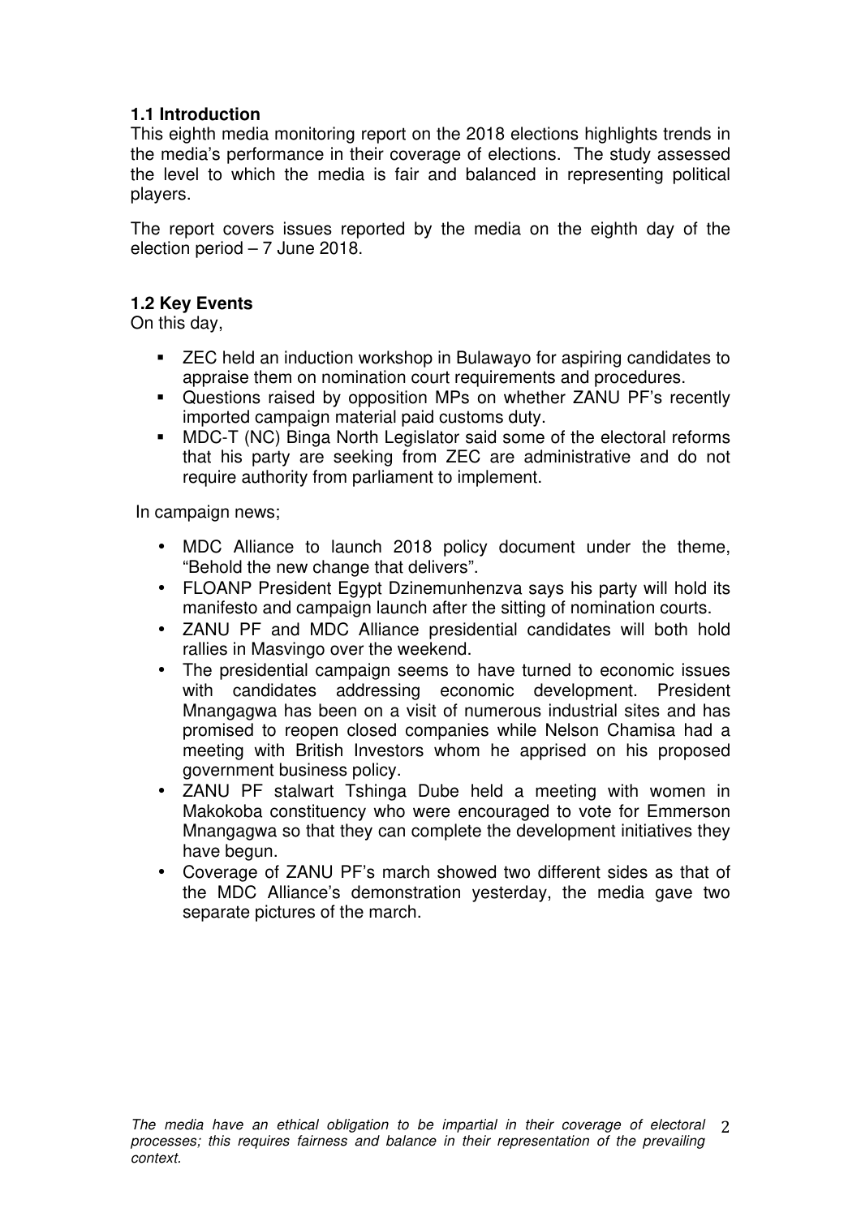### 1.1 Introduction

This eighth media monitoring report on the 2018 elections highlights trends in the media's performance in their coverage of elections. The study assessed the level to which the media is fair and balanced in representing political players.

The report covers issues reported by the media on the eighth day of the election period – 7 June 2018.

### 1.2 Key Events

On this day,

- ZEC held an induction workshop in Bulawayo for aspiring candidates to appraise them on nomination court requirements and procedures.
- Questions raised by opposition MPs on whether ZANU PF's recently imported campaign material paid customs duty.
- MDC-T (NC) Binga North Legislator said some of the electoral reforms that his party are seeking from ZEC are administrative and do not require authority from parliament to implement.

In campaign news;

- MDC Alliance to launch 2018 policy document under the theme, "Behold the new change that delivers".
- FLOANP President Egypt Dzinemunhenzva says his party will hold its manifesto and campaign launch after the sitting of nomination courts.
- ZANU PF and MDC Alliance presidential candidates will both hold rallies in Masvingo over the weekend.
- The presidential campaign seems to have turned to economic issues with candidates addressing economic development. President Mnangagwa has been on a visit of numerous industrial sites and has promised to reopen closed companies while Nelson Chamisa had a meeting with British Investors whom he apprised on his proposed government business policy.
- ZANU PF stalwart Tshinga Dube held a meeting with women in Makokoba constituency who were encouraged to vote for Emmerson Mnangagwa so that they can complete the development initiatives they have begun.
- Coverage of ZANU PF's march showed two different sides as that of the MDC Alliance's demonstration yesterday, the media gave two separate pictures of the march.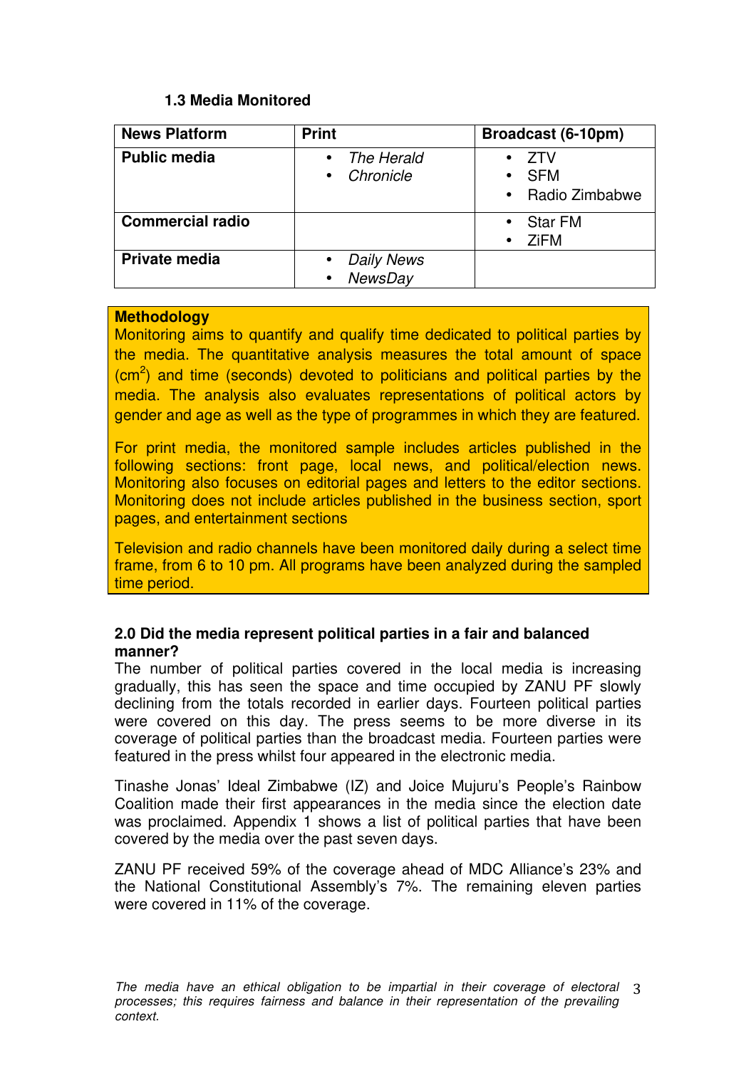### 1.3 Media Monitored

| News Platform | Print | Broadcast (6-10pm) |
|---|---|---|
| **Public media** | • *The Herald*<br>• *Chronicle* | • ZTV<br>• SFM<br>• Radio Zimbabwe |
| **Commercial radio** | | • Star FM<br>• ZiFM |
| **Private media** | • *Daily News*<br>• *NewsDay* | |

**Methodology**

Monitoring aims to quantify and qualify time dedicated to political parties by the media. The quantitative analysis measures the total amount of space ($cm^2$) and time (seconds) devoted to politicians and political parties by the media. The analysis also evaluates representations of political actors by gender and age as well as the type of programmes in which they are featured.

For print media, the monitored sample includes articles published in the following sections: front page, local news, and political/election news. Monitoring also focuses on editorial pages and letters to the editor sections. Monitoring does not include articles published in the business section, sport pages, and entertainment sections

Television and radio channels have been monitored daily during a select time frame, from 6 to 10 pm. All programs have been analyzed during the sampled time period.

### 2.0 Did the media represent political parties in a fair and balanced manner?

The number of political parties covered in the local media is increasing gradually, this has seen the space and time occupied by ZANU PF slowly declining from the totals recorded in earlier days. Fourteen political parties were covered on this day. The press seems to be more diverse in its coverage of political parties than the broadcast media. Fourteen parties were featured in the press whilst four appeared in the electronic media.

Tinashe Jonas' Ideal Zimbabwe (IZ) and Joice Mujuru's People's Rainbow Coalition made their first appearances in the media since the election date was proclaimed. Appendix 1 shows a list of political parties that have been covered by the media over the past seven days.

ZANU PF received 59% of the coverage ahead of MDC Alliance's 23% and the National Constitutional Assembly's 7%. The remaining eleven parties were covered in 11% of the coverage.

*The media have an ethical obligation to be impartial in their coverage of electoral processes; this requires fairness and balance in their representation of the prevailing context.*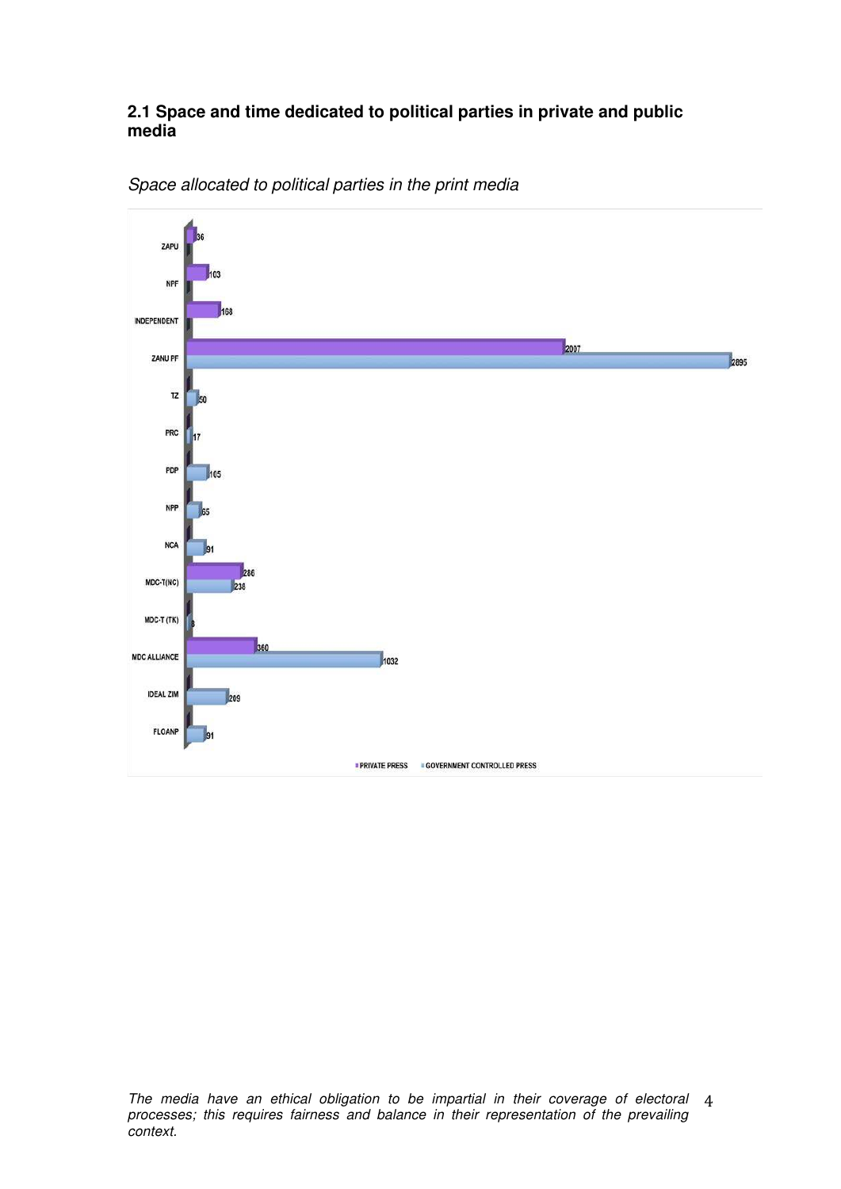### 2.1 Space and time dedicated to political parties in private and public media

*Space allocated to political parties in the print media*

| Party | PRIVATE PRESS | GOVERNMENT CONTROLLED PRESS |
|---|---|---|
| ZAPU | 36 | |
| NPF | 103 | |
| INDEPENDENT | 168 | |
| ZANU PF | 2007 | 2895 |
| TZ | | 50 |
| PRC | | 17 |
| PDP | | 105 |
| NPP | | 65 |
| NCA | | 91 |
| MDC-T(NC) | 286 | 238 |
| MDC-T (TK) | | 8 |
| MDC ALLIANCE | 360 | 1032 |
| IDEAL ZIM | | 209 |
| FLOANP | | 91 |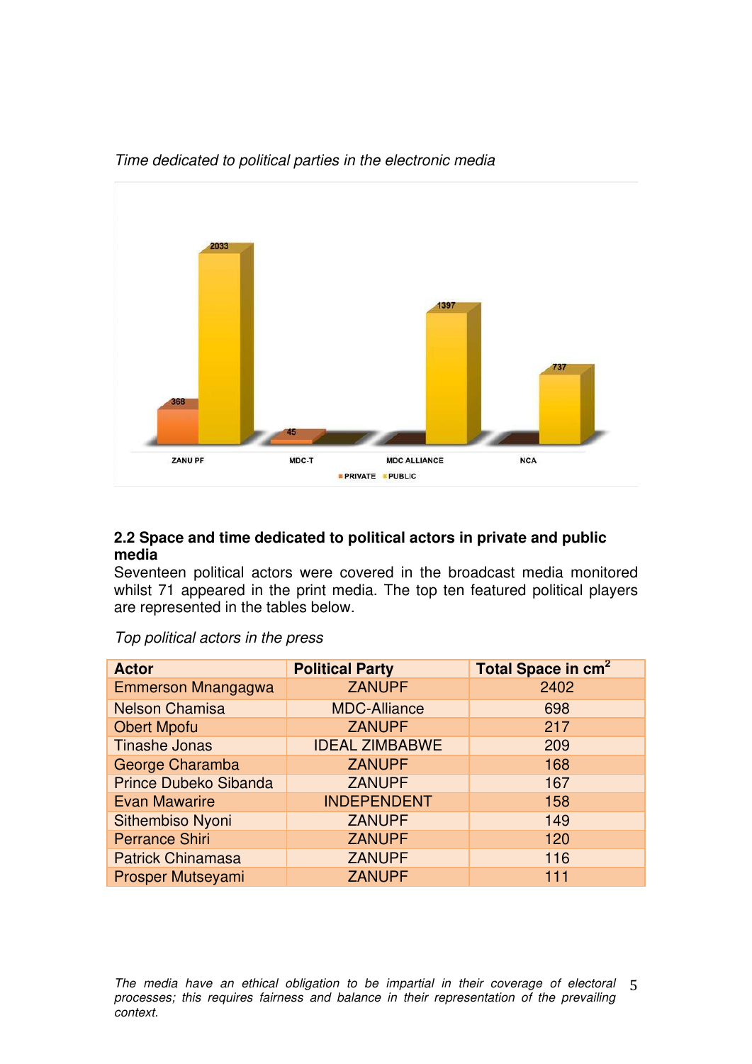*Time dedicated to political parties in the electronic media*

| Party | PRIVATE | PUBLIC |
|---|---|---|
| ZANU PF | 368 | 2033 |
| MDC-T | 45 | |
| MDC ALLIANCE | | 1397 |
| NCA | | 737 |

**2.2 Space and time dedicated to political actors in private and public media**

Seventeen political actors were covered in the broadcast media monitored whilst 71 appeared in the print media. The top ten featured political players are represented in the tables below.

*Top political actors in the press*

| Actor | Political Party | Total Space in $cm^2$ |
|---|---|---|
| Emmerson Mnangagwa | ZANUPF | 2402 |
| Nelson Chamisa | MDC-Alliance | 698 |
| Obert Mpofu | ZANUPF | 217 |
| Tinashe Jonas | IDEAL ZIMBABWE | 209 |
| George Charamba | ZANUPF | 168 |
| Prince Dubeko Sibanda | ZANUPF | 167 |
| Evan Mawarire | INDEPENDENT | 158 |
| Sithembiso Nyoni | ZANUPF | 149 |
| Perrance Shiri | ZANUPF | 120 |
| Patrick Chinamasa | ZANUPF | 116 |
| Prosper Mutseyami | ZANUPF | 111 |

*The media have an ethical obligation to be impartial in their coverage of electoral processes; this requires fairness and balance in their representation of the prevailing context.*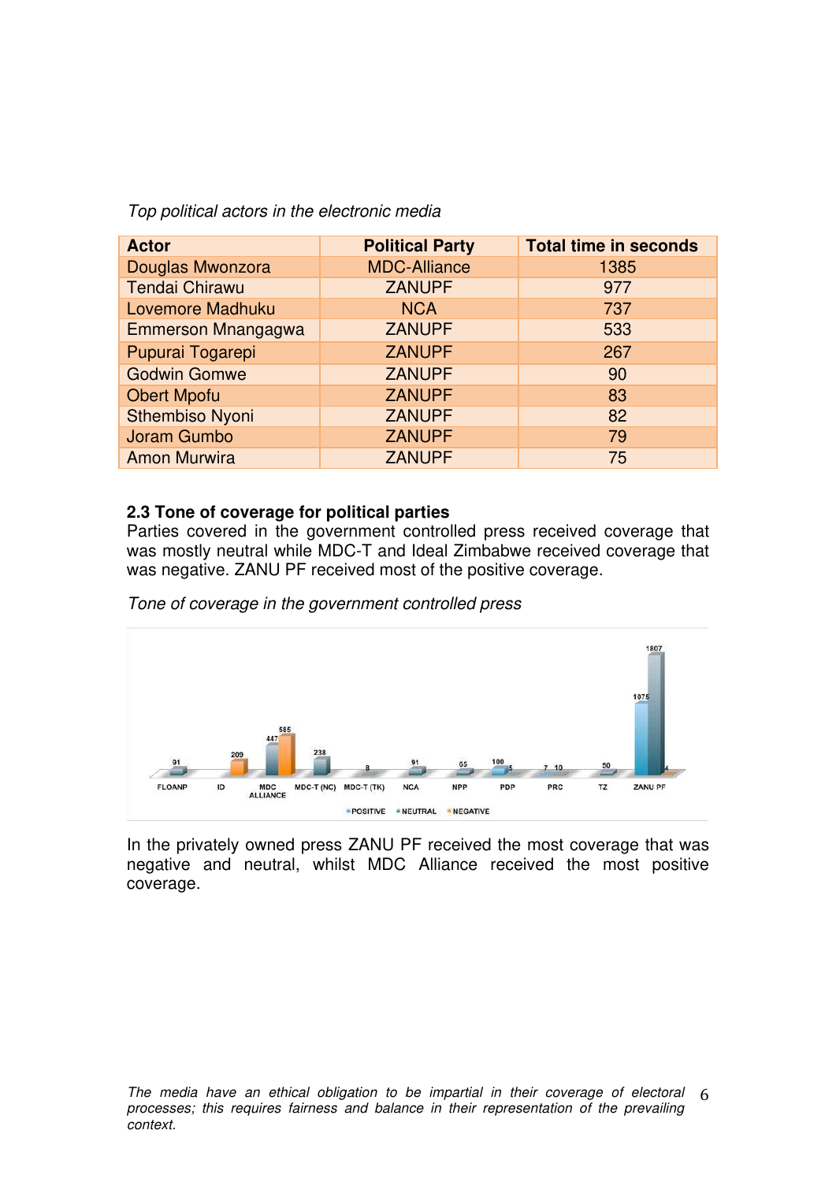*Top political actors in the electronic media*

| Actor | Political Party | Total time in seconds |
|---|---|---|
| Douglas Mwonzora | MDC-Alliance | 1385 |
| Tendai Chirawu | ZANUPF | 977 |
| Lovemore Madhuku | NCA | 737 |
| Emmerson Mnangagwa | ZANUPF | 533 |
| Pupurai Togarepi | ZANUPF | 267 |
| Godwin Gomwe | ZANUPF | 90 |
| Obert Mpofu | ZANUPF | 83 |
| Sthembiso Nyoni | ZANUPF | 82 |
| Joram Gumbo | ZANUPF | 79 |
| Amon Murwira | ZANUPF | 75 |

**2.3 Tone of coverage for political parties**

Parties covered in the government controlled press received coverage that was mostly neutral while MDC-T and Ideal Zimbabwe received coverage that was negative. ZANU PF received most of the positive coverage.

*Tone of coverage in the government controlled press*

In the privately owned press ZANU PF received the most coverage that was negative and neutral, whilst MDC Alliance received the most positive coverage.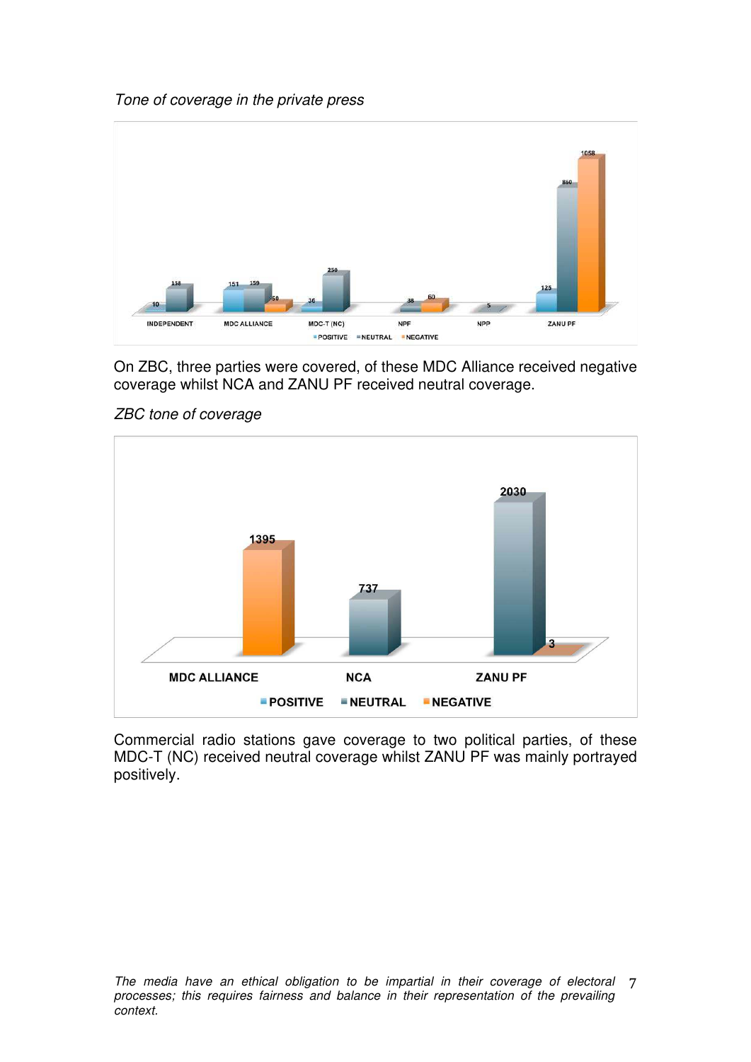*Tone of coverage in the private press*

On ZBC, three parties were covered, of these MDC Alliance received negative coverage whilst NCA and ZANU PF received neutral coverage.

*ZBC tone of coverage*

Commercial radio stations gave coverage to two political parties, of these MDC-T (NC) received neutral coverage whilst ZANU PF was mainly portrayed positively.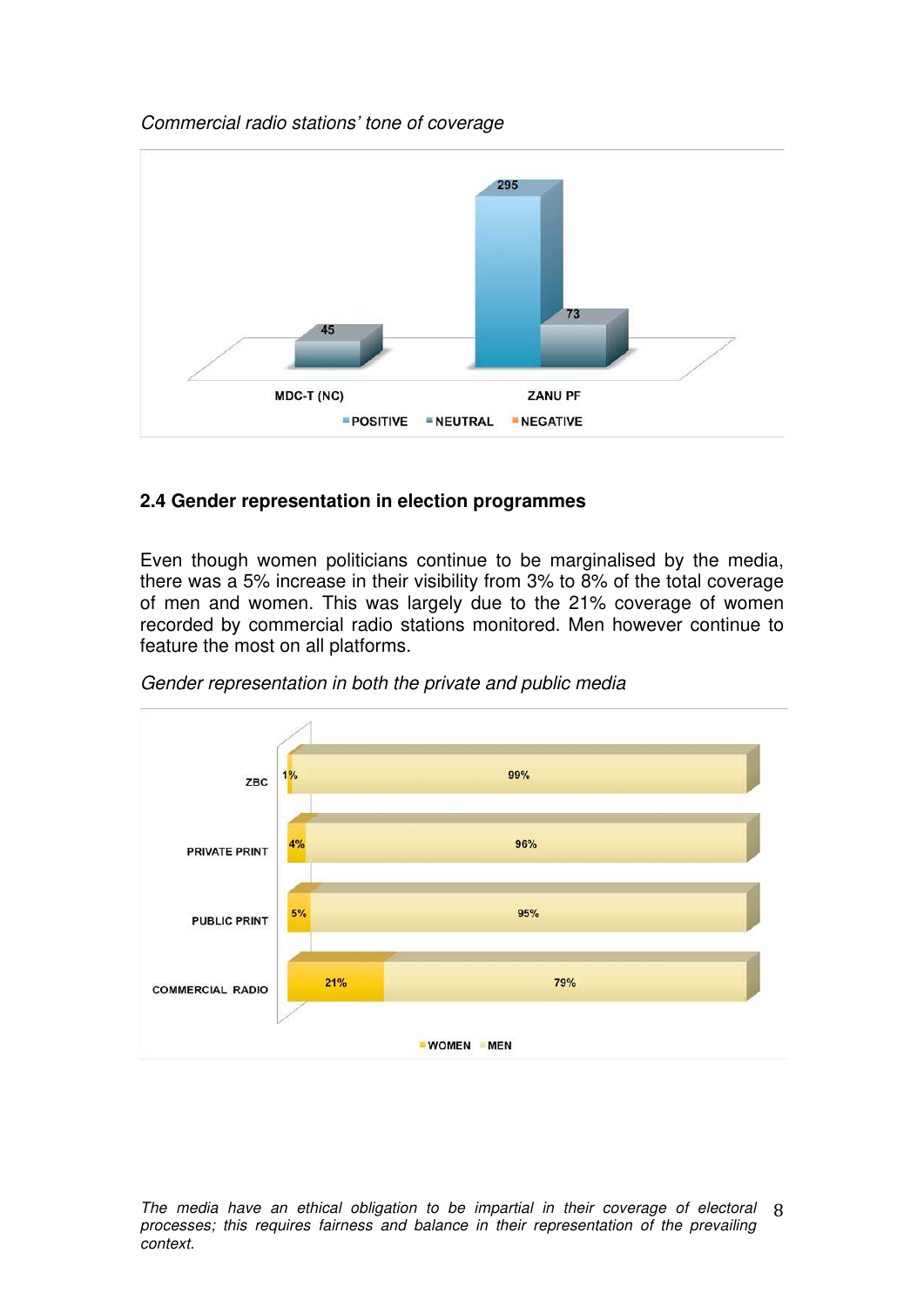*Commercial radio stations' tone of coverage*

| | POSITIVE | NEUTRAL | NEGATIVE |
|---|---|---|---|
| MDC-T (NC) | | 45 | |
| ZANU PF | 295 | 73 | |

## 2.4 Gender representation in election programmes

Even though women politicians continue to be marginalised by the media, there was a 5% increase in their visibility from 3% to 8% of the total coverage of men and women. This was largely due to the 21% coverage of women recorded by commercial radio stations monitored. Men however continue to feature the most on all platforms.

*Gender representation in both the private and public media*

| | WOMEN | MEN |
|---|---|---|
| ZBC | 1% | 99% |
| PRIVATE PRINT | 4% | 96% |
| PUBLIC PRINT | 5% | 95% |
| COMMERCIAL RADIO | 21% | 79% |

*The media have an ethical obligation to be impartial in their coverage of electoral processes; this requires fairness and balance in their representation of the prevailing context.*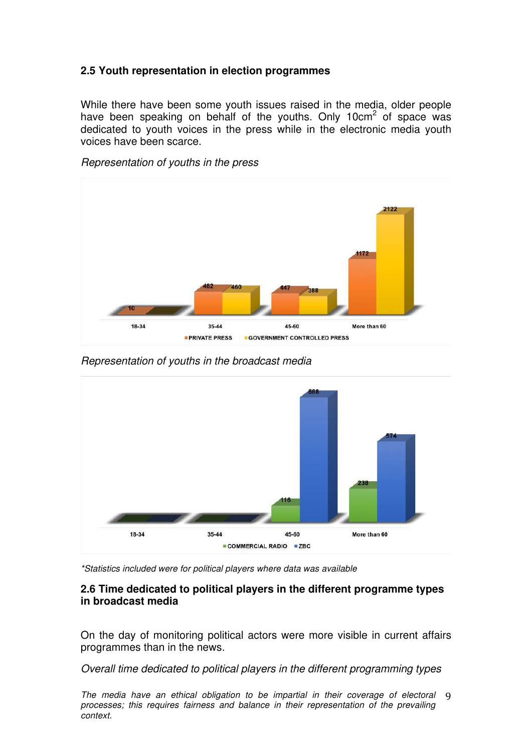### 2.5 Youth representation in election programmes

While there have been some youth issues raised in the media, older people have been speaking on behalf of the youths. Only 10cm$^2$ of space was dedicated to youth voices in the press while in the electronic media youth voices have been scarce.

*Representation of youths in the press*

| | 18-34 | 35-44 | 45-60 | More than 60 |
|---|---|---|---|---|
| PRIVATE PRESS | 10 | 482 | 447 | 1172 |
| GOVERNMENT CONTROLLED PRESS | | 460 | 388 | 2122 |

*Representation of youths in the broadcast media*

| | 18-34 | 35-44 | 45-60 | More than 60 |
|---|---|---|---|---|
| COMMERCIAL RADIO | | | 116 | 238 |
| ZBC | | | 888 | 574 |

*\*Statistics included were for political players where data was available*

### 2.6 Time dedicated to political players in the different programme types in broadcast media

On the day of monitoring political actors were more visible in current affairs programmes than in the news.

*Overall time dedicated to political players in the different programming types*

*The media have an ethical obligation to be impartial in their coverage of electoral processes; this requires fairness and balance in their representation of the prevailing context.*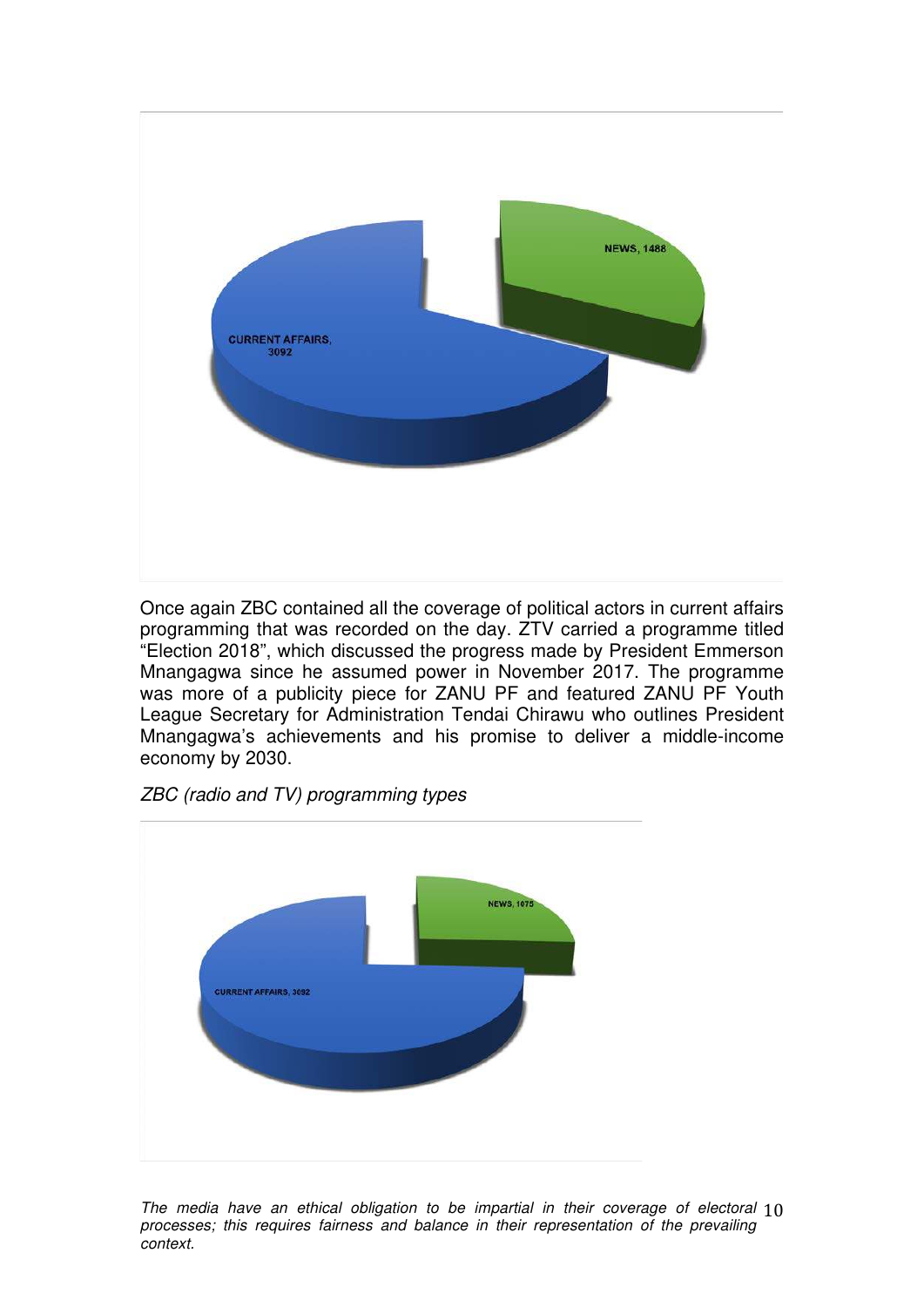Once again ZBC contained all the coverage of political actors in current affairs programming that was recorded on the day. ZTV carried a programme titled "Election 2018", which discussed the progress made by President Emmerson Mnangagwa since he assumed power in November 2017. The programme was more of a publicity piece for ZANU PF and featured ZANU PF Youth League Secretary for Administration Tendai Chirawu who outlines President Mnangagwa's achievements and his promise to deliver a middle-income economy by 2030.

*ZBC (radio and TV) programming types*

*The media have an ethical obligation to be impartial in their coverage of electoral processes; this requires fairness and balance in their representation of the prevailing context.*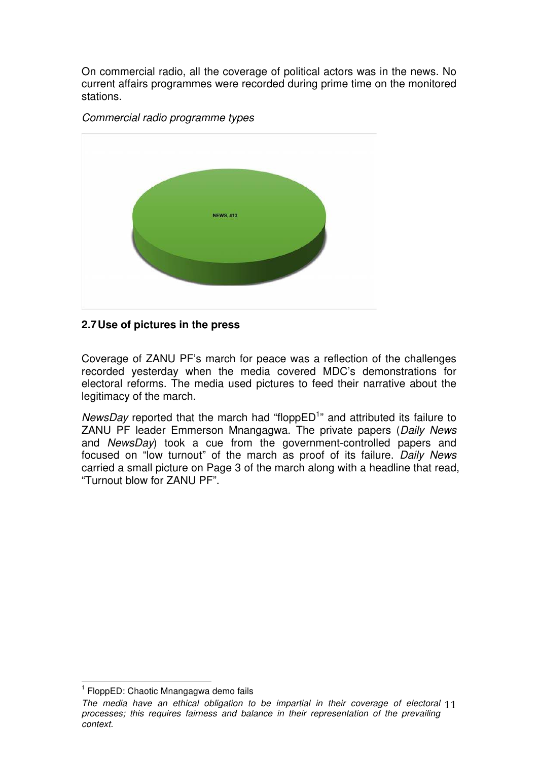On commercial radio, all the coverage of political actors was in the news. No current affairs programmes were recorded during prime time on the monitored stations.

*Commercial radio programme types*

NEWS, 413

**2.7 Use of pictures in the press**

Coverage of ZANU PF's march for peace was a reflection of the challenges recorded yesterday when the media covered MDC's demonstrations for electoral reforms. The media used pictures to feed their narrative about the legitimacy of the march.

*NewsDay* reported that the march had "floppED[1]" and attributed its failure to ZANU PF leader Emmerson Mnangagwa. The private papers (*Daily News* and *NewsDay*) took a cue from the government-controlled papers and focused on "low turnout" of the march as proof of its failure. *Daily News* carried a small picture on Page 3 of the march along with a headline that read, "Turnout blow for ZANU PF".

[1] FloppED: Chaotic Mnangagwa demo fails

*The media have an ethical obligation to be impartial in their coverage of electoral processes; this requires fairness and balance in their representation of the prevailing context.*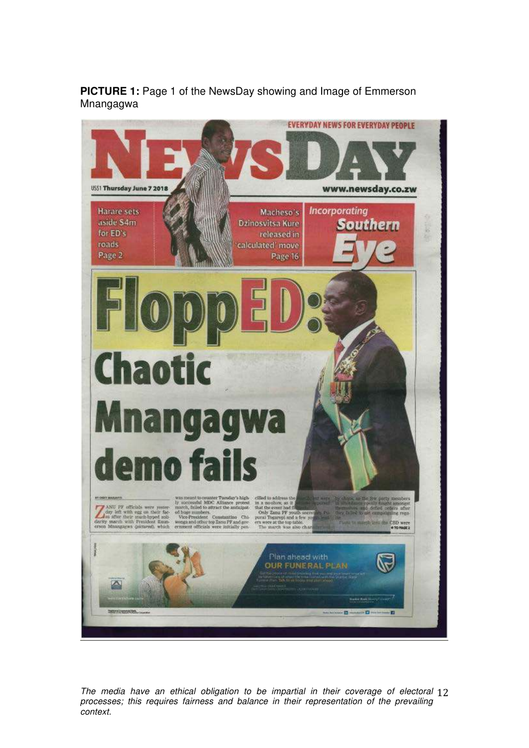**PICTURE 1:** Page 1 of the NewsDay showing and Image of Emmerson Mnangagwa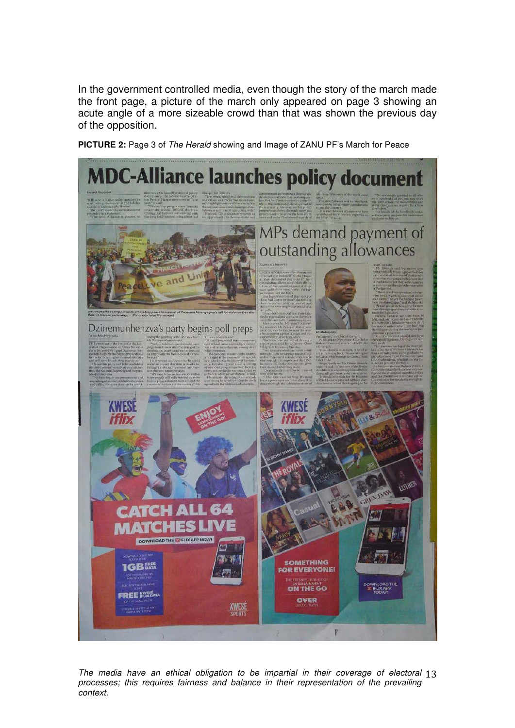In the government controlled media, even though the story of the march made the front page, a picture of the march only appeared on page 3 showing an acute angle of a more sizeable crowd than that was shown the previous day of the opposition.

**PICTURE 2:** Page 3 of *The Herald* showing and Image of ZANU PF's March for Peace

*The media have an ethical obligation to be impartial in their coverage of electoral processes; this requires fairness and balance in their representation of the prevailing context.*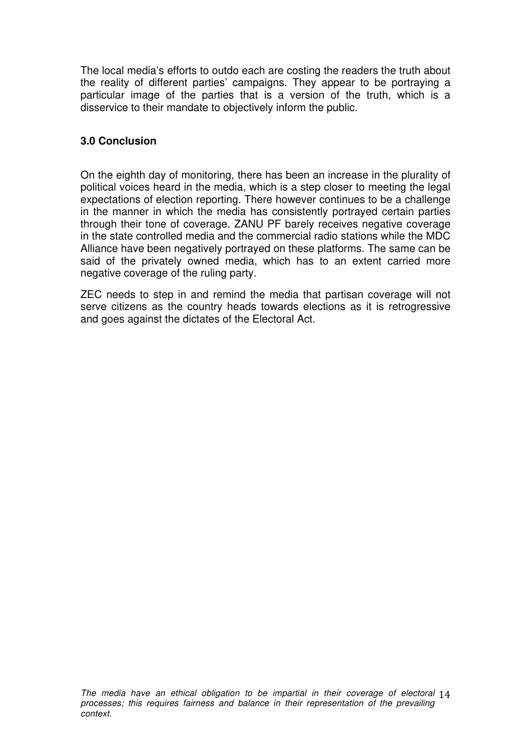The local media's efforts to outdo each are costing the readers the truth about the reality of different parties' campaigns. They appear to be portraying a particular image of the parties that is a version of the truth, which is a disservice to their mandate to objectively inform the public.

## 3.0 Conclusion

On the eighth day of monitoring, there has been an increase in the plurality of political voices heard in the media, which is a step closer to meeting the legal expectations of election reporting. There however continues to be a challenge in the manner in which the media has consistently portrayed certain parties through their tone of coverage. ZANU PF barely receives negative coverage in the state controlled media and the commercial radio stations while the MDC Alliance have been negatively portrayed on these platforms. The same can be said of the privately owned media, which has to an extent carried more negative coverage of the ruling party.

ZEC needs to step in and remind the media that partisan coverage will not serve citizens as the country heads towards elections as it is retrogressive and goes against the dictates of the Electoral Act.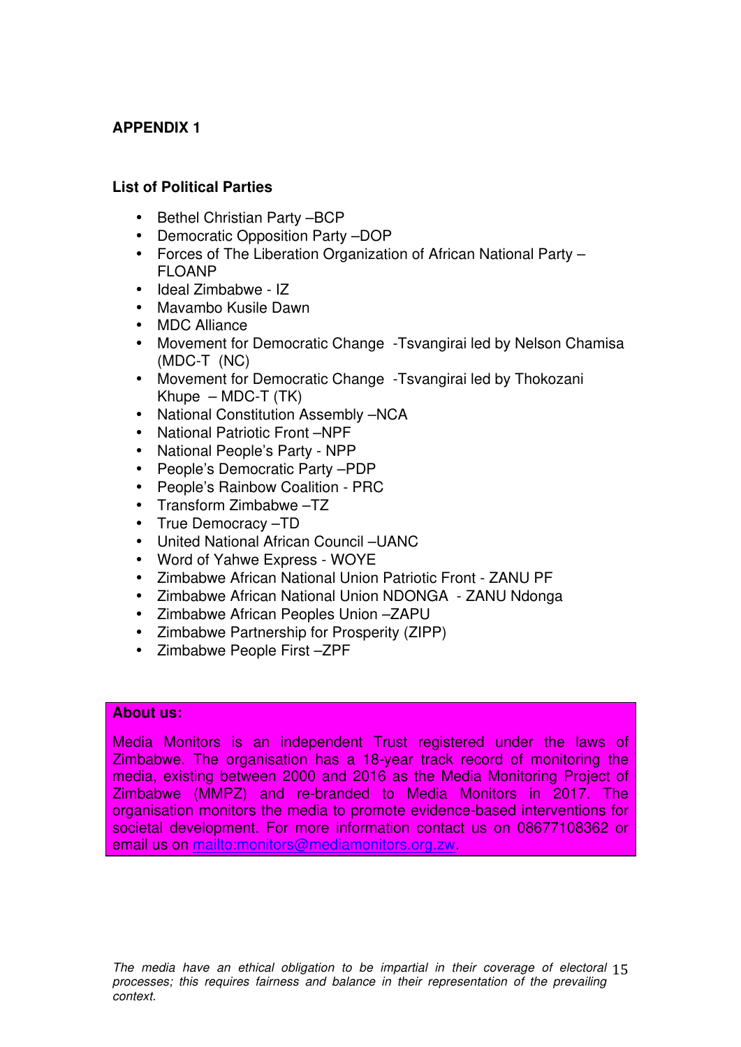## APPENDIX 1

### List of Political Parties

- Bethel Christian Party –BCP
- Democratic Opposition Party –DOP
- Forces of The Liberation Organization of African National Party – FLOANP
- Ideal Zimbabwe - IZ
- Mavambo Kusile Dawn
- MDC Alliance
- Movement for Democratic Change -Tsvangirai led by Nelson Chamisa (MDC-T (NC)
- Movement for Democratic Change -Tsvangirai led by Thokozani Khupe – MDC-T (TK)
- National Constitution Assembly –NCA
- National Patriotic Front –NPF
- National People's Party - NPP
- People's Democratic Party –PDP
- People's Rainbow Coalition - PRC
- Transform Zimbabwe –TZ
- True Democracy –TD
- United National African Council –UANC
- Word of Yahwe Express - WOYE
- Zimbabwe African National Union Patriotic Front - ZANU PF
- Zimbabwe African National Union NDONGA - ZANU Ndonga
- Zimbabwe African Peoples Union –ZAPU
- Zimbabwe Partnership for Prosperity (ZIPP)
- Zimbabwe People First –ZPF

**About us:**

Media Monitors is an independent Trust registered under the laws of Zimbabwe. The organisation has a 18-year track record of monitoring the media, existing between 2000 and 2016 as the Media Monitoring Project of Zimbabwe (MMPZ) and re-branded to Media Monitors in 2017. The organisation monitors the media to promote evidence-based interventions for societal development. For more information contact us on 08677108362 or email us on mailto:monitors@mediamonitors.org.zw.